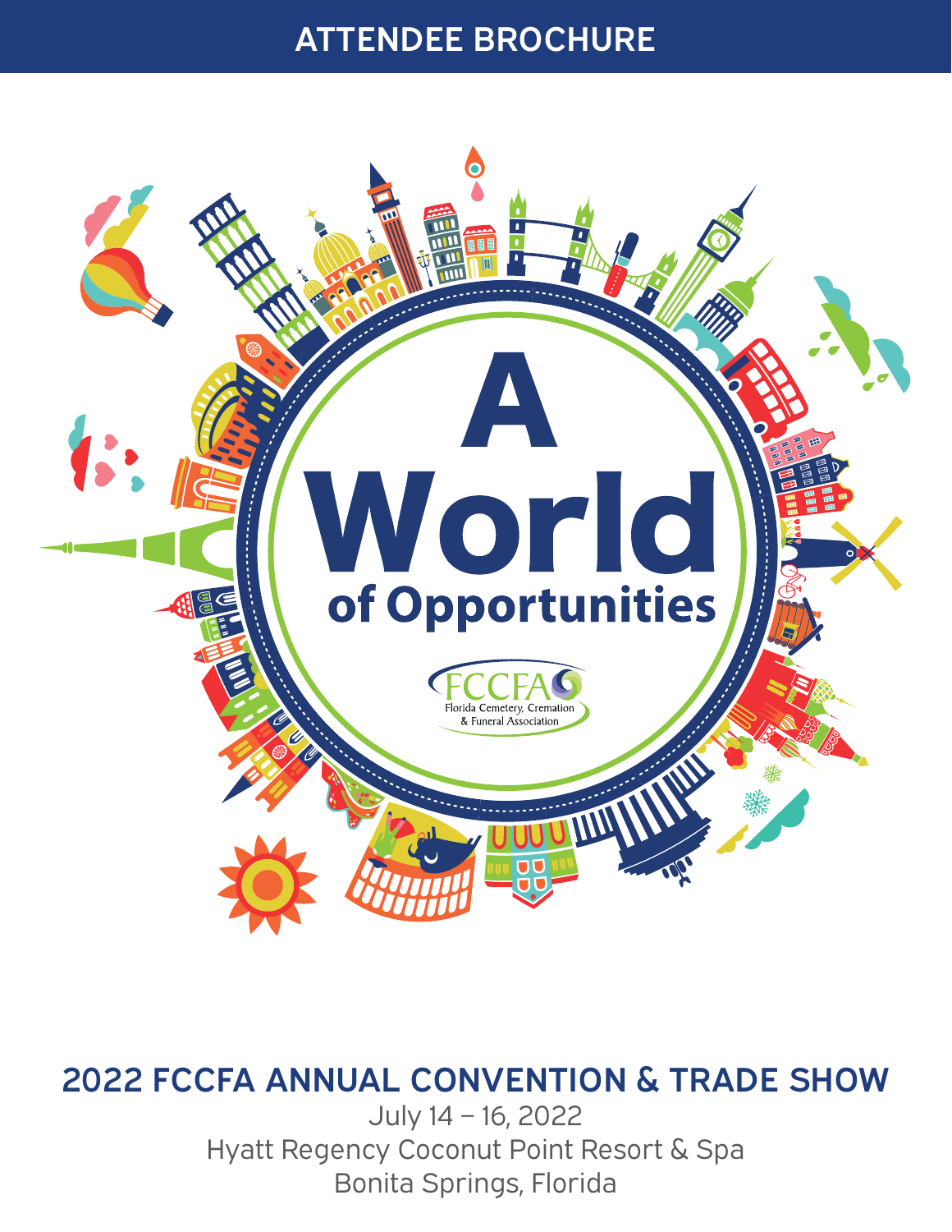# ATTENDEE BROCHURE

# A World of Opportunities

FCCFA
Florida Cemetery, Cremation & Funeral Association

## 2022 FCCFA ANNUAL CONVENTION & TRADE SHOW

July 14 – 16, 2022
Hyatt Regency Coconut Point Resort & Spa
Bonita Springs, Florida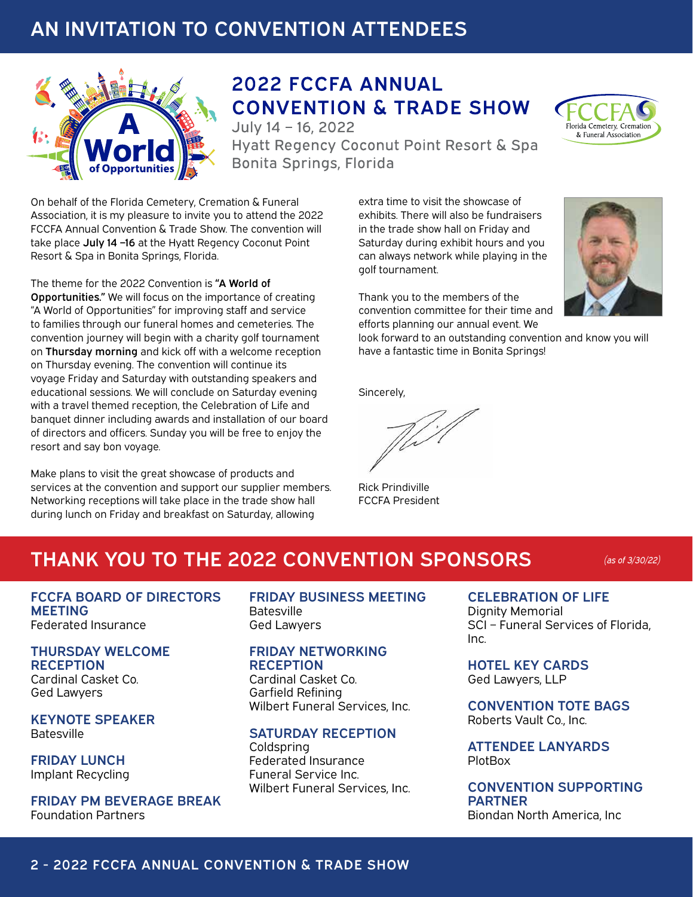# AN INVITATION TO CONVENTION ATTENDEES

## 2022 FCCFA ANNUAL CONVENTION & TRADE SHOW

July 14 – 16, 2022
Hyatt Regency Coconut Point Resort & Spa
Bonita Springs, Florida

On behalf of the Florida Cemetery, Cremation & Funeral Association, it is my pleasure to invite you to attend the 2022 FCCFA Annual Convention & Trade Show. The convention will take place **July 14 –16** at the Hyatt Regency Coconut Point Resort & Spa in Bonita Springs, Florida.

The theme for the 2022 Convention is **"A World of Opportunities."** We will focus on the importance of creating "A World of Opportunities" for improving staff and service to families through our funeral homes and cemeteries. The convention journey will begin with a charity golf tournament on **Thursday morning** and kick off with a welcome reception on Thursday evening. The convention will continue its voyage Friday and Saturday with outstanding speakers and educational sessions. We will conclude on Saturday evening with a travel themed reception, the Celebration of Life and banquet dinner including awards and installation of our board of directors and officers. Sunday you will be free to enjoy the resort and say bon voyage.

Make plans to visit the great showcase of products and services at the convention and support our supplier members. Networking receptions will take place in the trade show hall during lunch on Friday and breakfast on Saturday, allowing extra time to visit the showcase of exhibits. There will also be fundraisers in the trade show hall on Friday and Saturday during exhibit hours and you can always network while playing in the golf tournament.

Thank you to the members of the convention committee for their time and efforts planning our annual event. We look forward to an outstanding convention and know you will have a fantastic time in Bonita Springs!

Sincerely,

Rick Prindiville
FCCFA President

# THANK YOU TO THE 2022 CONVENTION SPONSORS

*(as of 3/30/22)*

### FCCFA BOARD OF DIRECTORS MEETING
Federated Insurance

### THURSDAY WELCOME RECEPTION
Cardinal Casket Co.
Ged Lawyers

### KEYNOTE SPEAKER
Batesville

### FRIDAY LUNCH
Implant Recycling

### FRIDAY PM BEVERAGE BREAK
Foundation Partners

### FRIDAY BUSINESS MEETING
Batesville
Ged Lawyers

### FRIDAY NETWORKING RECEPTION
Cardinal Casket Co.
Garfield Refining
Wilbert Funeral Services, Inc.

### SATURDAY RECEPTION
Coldspring
Federated Insurance
Funeral Service Inc.
Wilbert Funeral Services, Inc.

### CELEBRATION OF LIFE
Dignity Memorial
SCI – Funeral Services of Florida, Inc.

### HOTEL KEY CARDS
Ged Lawyers, LLP

### CONVENTION TOTE BAGS
Roberts Vault Co., Inc.

### ATTENDEE LANYARDS
PlotBox

### CONVENTION SUPPORTING PARTNER
Biondan North America, Inc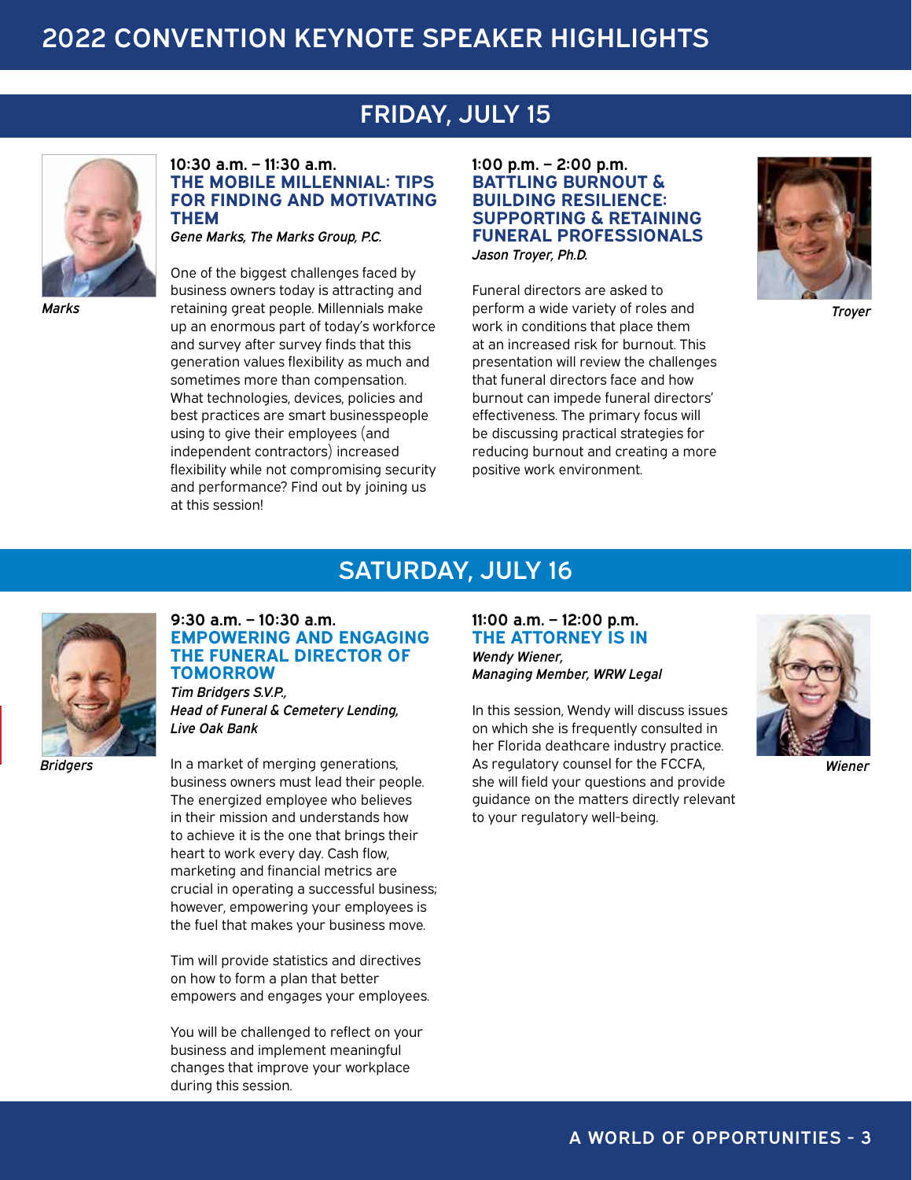# 2022 CONVENTION KEYNOTE SPEAKER HIGHLIGHTS

## FRIDAY, JULY 15

Marks

**10:30 a.m. – 11:30 a.m.**

### THE MOBILE MILLENNIAL: TIPS FOR FINDING AND MOTIVATING THEM

***Gene Marks, The Marks Group, P.C.***

One of the biggest challenges faced by business owners today is attracting and retaining great people. Millennials make up an enormous part of today's workforce and survey after survey finds that this generation values flexibility as much and sometimes more than compensation. What technologies, devices, policies and best practices are smart businesspeople using to give their employees (and independent contractors) increased flexibility while not compromising security and performance? Find out by joining us at this session!

**1:00 p.m. – 2:00 p.m.**

### BATTLING BURNOUT & BUILDING RESILIENCE: SUPPORTING & RETAINING FUNERAL PROFESSIONALS

***Jason Troyer, Ph.D.***

Funeral directors are asked to perform a wide variety of roles and work in conditions that place them at an increased risk for burnout. This presentation will review the challenges that funeral directors face and how burnout can impede funeral directors' effectiveness. The primary focus will be discussing practical strategies for reducing burnout and creating a more positive work environment.

Troyer

## SATURDAY, JULY 16

Bridgers

**9:30 a.m. – 10:30 a.m.**

### EMPOWERING AND ENGAGING THE FUNERAL DIRECTOR OF TOMORROW

***Tim Bridgers S.V.P., Head of Funeral & Cemetery Lending, Live Oak Bank***

In a market of merging generations, business owners must lead their people. The energized employee who believes in their mission and understands how to achieve it is the one that brings their heart to work every day. Cash flow, marketing and financial metrics are crucial in operating a successful business; however, empowering your employees is the fuel that makes your business move.

Tim will provide statistics and directives on how to form a plan that better empowers and engages your employees.

You will be challenged to reflect on your business and implement meaningful changes that improve your workplace during this session.

**11:00 a.m. – 12:00 p.m.**

### THE ATTORNEY IS IN

***Wendy Wiener, Managing Member, WRW Legal***

In this session, Wendy will discuss issues on which she is frequently consulted in her Florida deathcare industry practice. As regulatory counsel for the FCCFA, she will field your questions and provide guidance on the matters directly relevant to your regulatory well-being.

Wiener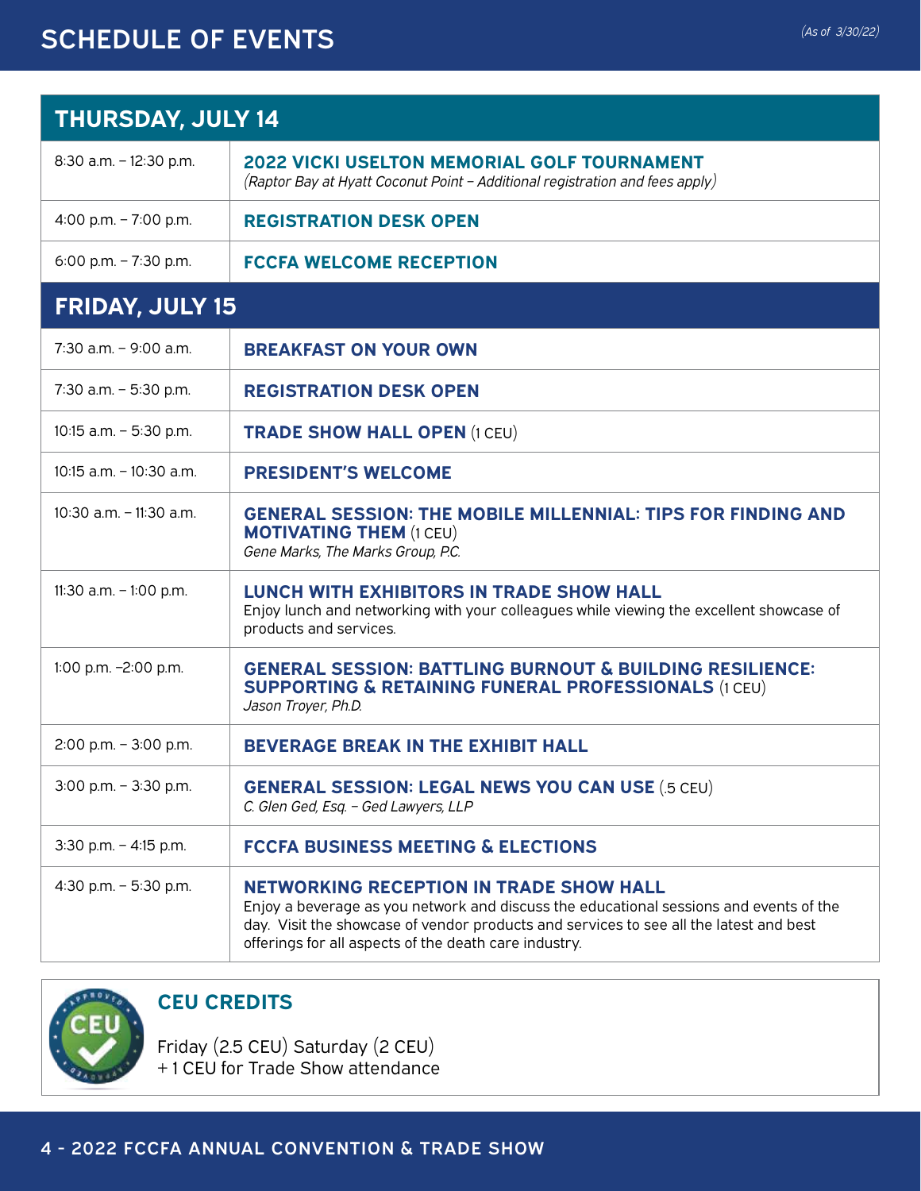# SCHEDULE OF EVENTS

*(As of 3/30/22)*

## THURSDAY, JULY 14

| Time | Event |
|---|---|
| 8:30 a.m. – 12:30 p.m. | **2022 VICKI USELTON MEMORIAL GOLF TOURNAMENT** *(Raptor Bay at Hyatt Coconut Point – Additional registration and fees apply)* |
| 4:00 p.m. – 7:00 p.m. | **REGISTRATION DESK OPEN** |
| 6:00 p.m. – 7:30 p.m. | **FCCFA WELCOME RECEPTION** |

## FRIDAY, JULY 15

| Time | Event |
|---|---|
| 7:30 a.m. – 9:00 a.m. | **BREAKFAST ON YOUR OWN** |
| 7:30 a.m. – 5:30 p.m. | **REGISTRATION DESK OPEN** |
| 10:15 a.m. – 5:30 p.m. | **TRADE SHOW HALL OPEN** (1 CEU) |
| 10:15 a.m. – 10:30 a.m. | **PRESIDENT'S WELCOME** |
| 10:30 a.m. – 11:30 a.m. | **GENERAL SESSION: THE MOBILE MILLENNIAL: TIPS FOR FINDING AND MOTIVATING THEM** (1 CEU) *Gene Marks, The Marks Group, P.C.* |
| 11:30 a.m. – 1:00 p.m. | **LUNCH WITH EXHIBITORS IN TRADE SHOW HALL** Enjoy lunch and networking with your colleagues while viewing the excellent showcase of products and services. |
| 1:00 p.m. –2:00 p.m. | **GENERAL SESSION: BATTLING BURNOUT & BUILDING RESILIENCE: SUPPORTING & RETAINING FUNERAL PROFESSIONALS** (1 CEU) *Jason Troyer, Ph.D.* |
| 2:00 p.m. – 3:00 p.m. | **BEVERAGE BREAK IN THE EXHIBIT HALL** |
| 3:00 p.m. – 3:30 p.m. | **GENERAL SESSION: LEGAL NEWS YOU CAN USE** (.5 CEU) *C. Glen Ged, Esq. – Ged Lawyers, LLP* |
| 3:30 p.m. – 4:15 p.m. | **FCCFA BUSINESS MEETING & ELECTIONS** |
| 4:30 p.m. – 5:30 p.m. | **NETWORKING RECEPTION IN TRADE SHOW HALL** Enjoy a beverage as you network and discuss the educational sessions and events of the day. Visit the showcase of vendor products and services to see all the latest and best offerings for all aspects of the death care industry. |

### CEU CREDITS

Friday (2.5 CEU) Saturday (2 CEU)
+ 1 CEU for Trade Show attendance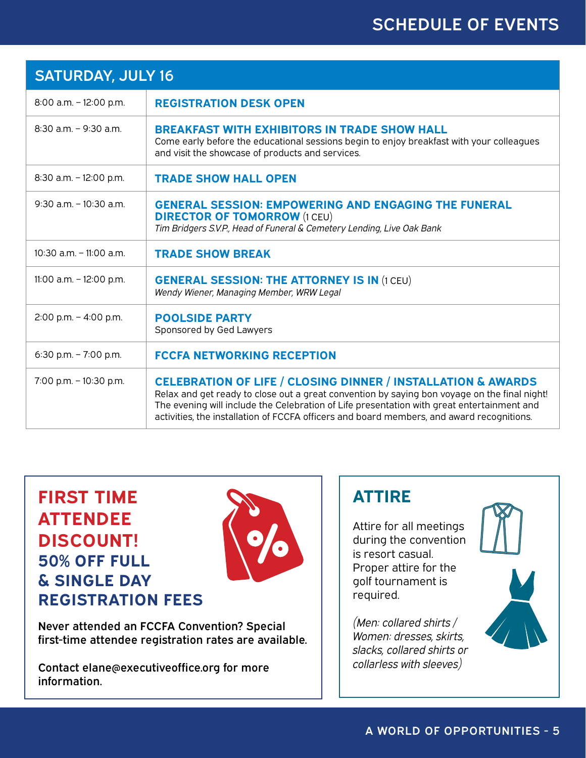# SCHEDULE OF EVENTS

## SATURDAY, JULY 16

| Time | Event |
| --- | --- |
| 8:00 a.m. – 12:00 p.m. | **REGISTRATION DESK OPEN** |
| 8:30 a.m. – 9:30 a.m. | **BREAKFAST WITH EXHIBITORS IN TRADE SHOW HALL**<br>Come early before the educational sessions begin to enjoy breakfast with your colleagues and visit the showcase of products and services. |
| 8:30 a.m. – 12:00 p.m. | **TRADE SHOW HALL OPEN** |
| 9:30 a.m. – 10:30 a.m. | **GENERAL SESSION: EMPOWERING AND ENGAGING THE FUNERAL DIRECTOR OF TOMORROW** (1 CEU)<br>*Tim Bridgers S.V.P., Head of Funeral & Cemetery Lending, Live Oak Bank* |
| 10:30 a.m. – 11:00 a.m. | **TRADE SHOW BREAK** |
| 11:00 a.m. – 12:00 p.m. | **GENERAL SESSION: THE ATTORNEY IS IN** (1 CEU)<br>*Wendy Wiener, Managing Member, WRW Legal* |
| 2:00 p.m. – 4:00 p.m. | **POOLSIDE PARTY**<br>Sponsored by Ged Lawyers |
| 6:30 p.m. – 7:00 p.m. | **FCCFA NETWORKING RECEPTION** |
| 7:00 p.m. – 10:30 p.m. | **CELEBRATION OF LIFE / CLOSING DINNER / INSTALLATION & AWARDS**<br>Relax and get ready to close out a great convention by saying bon voyage on the final night! The evening will include the Celebration of Life presentation with great entertainment and activities, the installation of FCCFA officers and board members, and award recognitions. |

## FIRST TIME ATTENDEE DISCOUNT!

### 50% OFF FULL & SINGLE DAY REGISTRATION FEES

**Never attended an FCCFA Convention? Special first-time attendee registration rates are available.**

**Contact elane@executiveoffice.org for more information.**

## ATTIRE

Attire for all meetings during the convention is resort casual. Proper attire for the golf tournament is required.

*(Men: collared shirts / Women: dresses, skirts, slacks, collared shirts or collarless with sleeves)*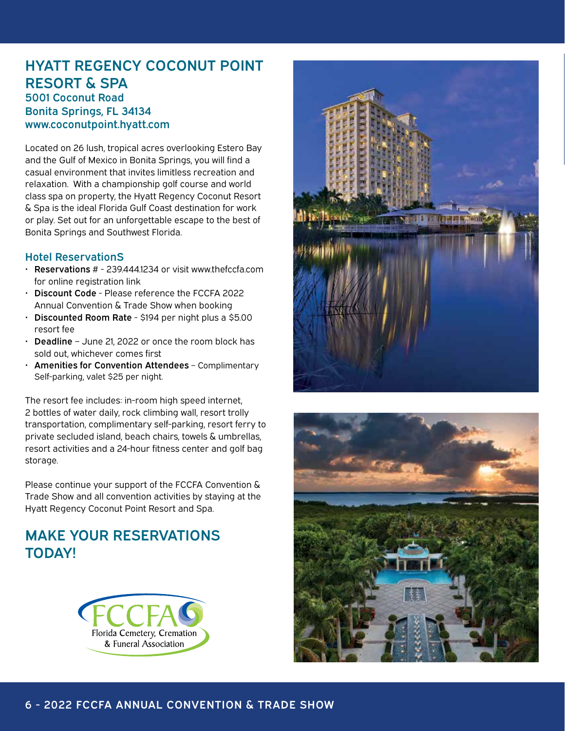## HYATT REGENCY COCONUT POINT RESORT & SPA

### 5001 Coconut Road
### Bonita Springs, FL 34134
### www.coconutpoint.hyatt.com

Located on 26 lush, tropical acres overlooking Estero Bay and the Gulf of Mexico in Bonita Springs, you will find a casual environment that invites limitless recreation and relaxation. With a championship golf course and world class spa on property, the Hyatt Regency Coconut Resort & Spa is the ideal Florida Gulf Coast destination for work or play. Set out for an unforgettable escape to the best of Bonita Springs and Southwest Florida.

### Hotel ReservationS

- **Reservations** # - 239.444.1234 or visit www.thefccfa.com for online registration link
- **Discount Code** - Please reference the FCCFA 2022 Annual Convention & Trade Show when booking
- **Discounted Room Rate** - $194 per night plus a $5.00 resort fee
- **Deadline** – June 21, 2022 or once the room block has sold out, whichever comes first
- **Amenities for Convention Attendees** – Complimentary Self-parking, valet $25 per night.

The resort fee includes: in-room high speed internet, 2 bottles of water daily, rock climbing wall, resort trolly transportation, complimentary self-parking, resort ferry to private secluded island, beach chairs, towels & umbrellas, resort activities and a 24-hour fitness center and golf bag storage.

Please continue your support of the FCCFA Convention & Trade Show and all convention activities by staying at the Hyatt Regency Coconut Point Resort and Spa.

## MAKE YOUR RESERVATIONS TODAY!

FCCFA Florida Cemetery, Cremation & Funeral Association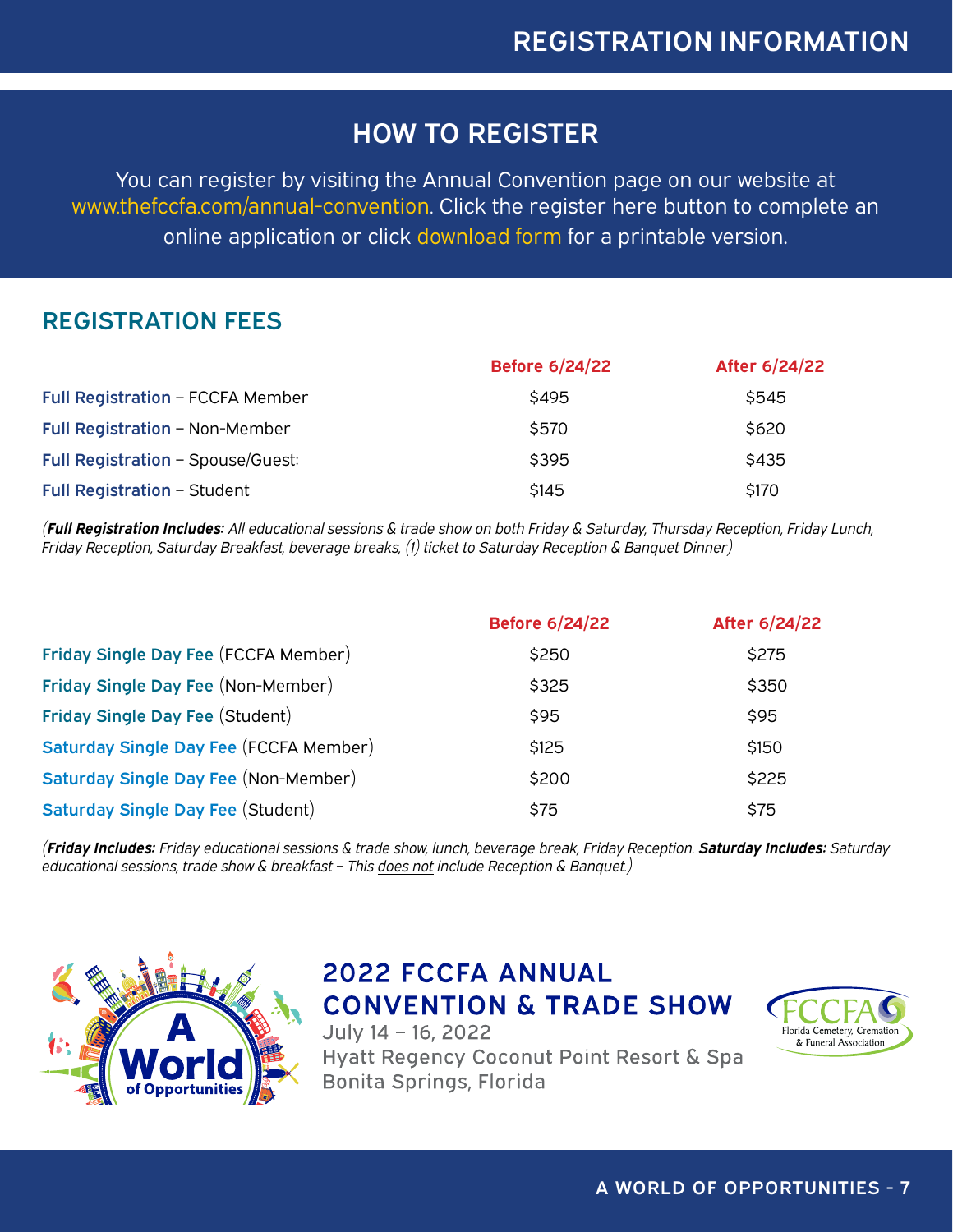# REGISTRATION INFORMATION

## HOW TO REGISTER

You can register by visiting the Annual Convention page on our website at www.thefccfa.com/annual-convention. Click the register here button to complete an online application or click download form for a printable version.

## REGISTRATION FEES

| | Before 6/24/22 | After 6/24/22 |
|---|---|---|
| **Full Registration** – FCCFA Member | $495 | $545 |
| **Full Registration** – Non-Member | $570 | $620 |
| **Full Registration** – Spouse/Guest: | $395 | $435 |
| **Full Registration** – Student | $145 | $170 |

*(**Full Registration Includes:** All educational sessions & trade show on both Friday & Saturday, Thursday Reception, Friday Lunch, Friday Reception, Saturday Breakfast, beverage breaks, (1) ticket to Saturday Reception & Banquet Dinner)*

| | Before 6/24/22 | After 6/24/22 |
|---|---|---|
| **Friday Single Day Fee** (FCCFA Member) | $250 | $275 |
| **Friday Single Day Fee** (Non-Member) | $325 | $350 |
| **Friday Single Day Fee** (Student) | $95 | $95 |
| **Saturday Single Day Fee** (FCCFA Member) | $125 | $150 |
| **Saturday Single Day Fee** (Non-Member) | $200 | $225 |
| **Saturday Single Day Fee** (Student) | $75 | $75 |

*(**Friday Includes:** Friday educational sessions & trade show, lunch, beverage break, Friday Reception. **Saturday Includes:** Saturday educational sessions, trade show & breakfast – This does not include Reception & Banquet.)*

A World of Opportunities

## 2022 FCCFA ANNUAL CONVENTION & TRADE SHOW

July 14 – 16, 2022
Hyatt Regency Coconut Point Resort & Spa
Bonita Springs, Florida

FCCFA Florida Cemetery, Cremation & Funeral Association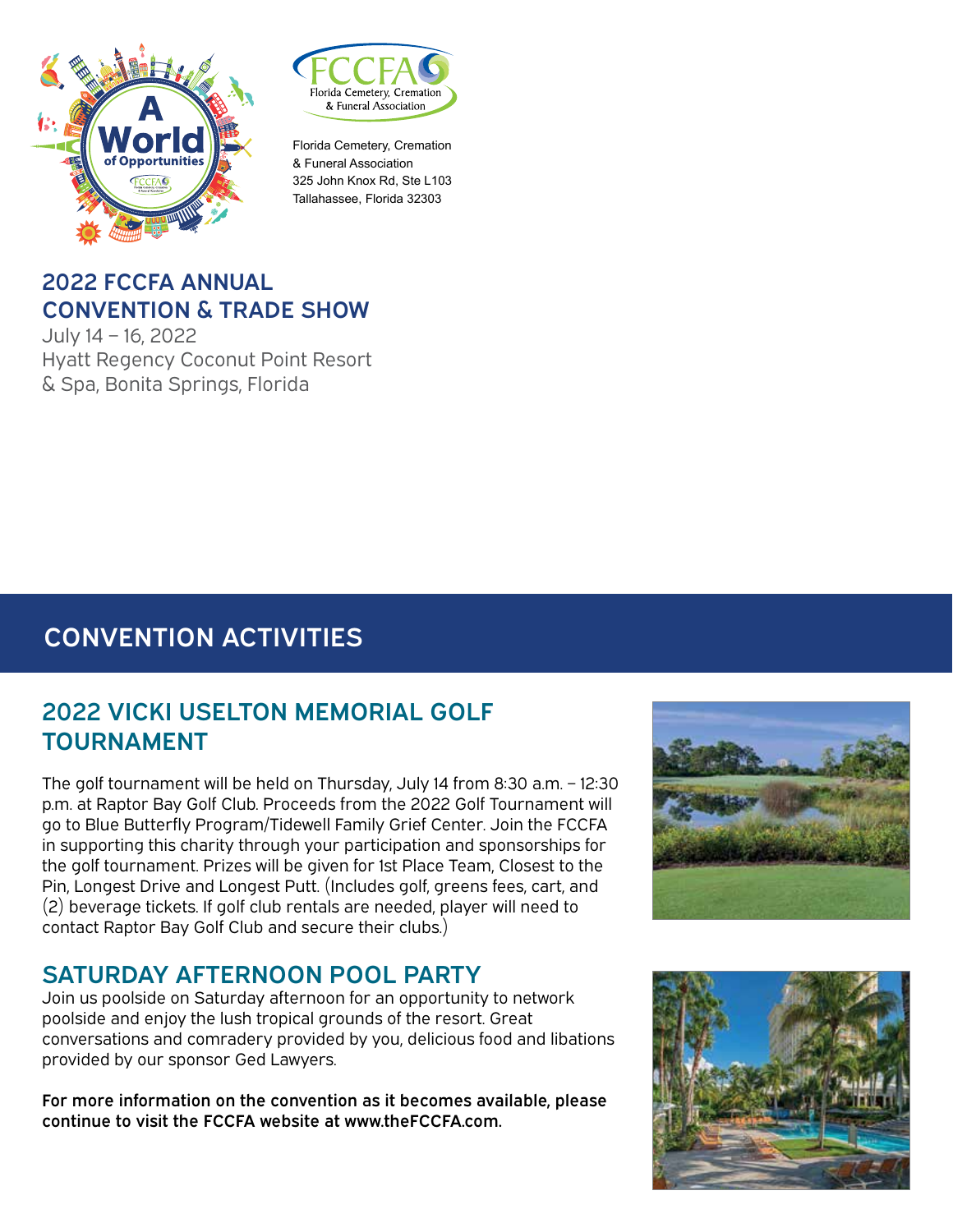Florida Cemetery, Cremation & Funeral Association
325 John Knox Rd, Ste L103
Tallahassee, Florida 32303

## 2022 FCCFA ANNUAL CONVENTION & TRADE SHOW

July 14 – 16, 2022
Hyatt Regency Coconut Point Resort & Spa, Bonita Springs, Florida

# CONVENTION ACTIVITIES

## 2022 VICKI USELTON MEMORIAL GOLF TOURNAMENT

The golf tournament will be held on Thursday, July 14 from 8:30 a.m. – 12:30 p.m. at Raptor Bay Golf Club. Proceeds from the 2022 Golf Tournament will go to Blue Butterfly Program/Tidewell Family Grief Center. Join the FCCFA in supporting this charity through your participation and sponsorships for the golf tournament. Prizes will be given for 1st Place Team, Closest to the Pin, Longest Drive and Longest Putt. (Includes golf, greens fees, cart, and (2) beverage tickets. If golf club rentals are needed, player will need to contact Raptor Bay Golf Club and secure their clubs.)

## SATURDAY AFTERNOON POOL PARTY

Join us poolside on Saturday afternoon for an opportunity to network poolside and enjoy the lush tropical grounds of the resort. Great conversations and comradery provided by you, delicious food and libations provided by our sponsor Ged Lawyers.

**For more information on the convention as it becomes available, please continue to visit the FCCFA website at www.theFCCFA.com.**